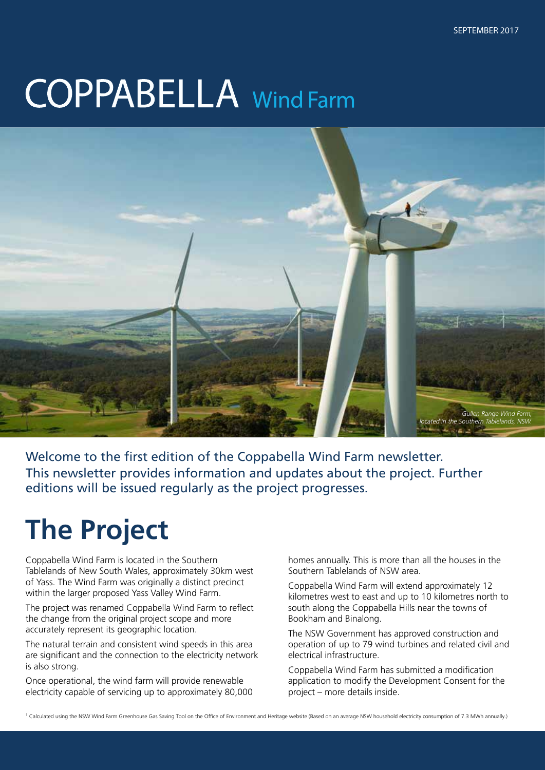SEPTEMBER 2017

# COPPABELLA Wind Farm

*Gullen Range Wind Farm, located in the Southern Tablelands, NSW.*

Welcome to the first edition of the Coppabella Wind Farm newsletter. This newsletter provides information and updates about the project. Further editions will be issued regularly as the project progresses.

# The Project

Coppabella Wind Farm is located in the Southern Tablelands of New South Wales, approximately 30km west of Yass. The Wind Farm was originally a distinct precinct within the larger proposed Yass Valley Wind Farm.

The project was renamed Coppabella Wind Farm to reflect the change from the original project scope and more accurately represent its geographic location.

The natural terrain and consistent wind speeds in this area are significant and the connection to the electricity network is also strong.

Once operational, the wind farm will provide renewable electricity capable of servicing up to approximately 80,000 homes annually. This is more than all the houses in the Southern Tablelands of NSW area.

Coppabella Wind Farm will extend approximately 12 kilometres west to east and up to 10 kilometres north to south along the Coppabella Hills near the towns of Bookham and Binalong.

The NSW Government has approved construction and operation of up to 79 wind turbines and related civil and electrical infrastructure.

Coppabella Wind Farm has submitted a modification application to modify the Development Consent for the project – more details inside.

[1] Calculated using the NSW Wind Farm Greenhouse Gas Saving Tool on the Office of Environment and Heritage website (Based on an average NSW household electricity consumption of 7.3 MWh annually.)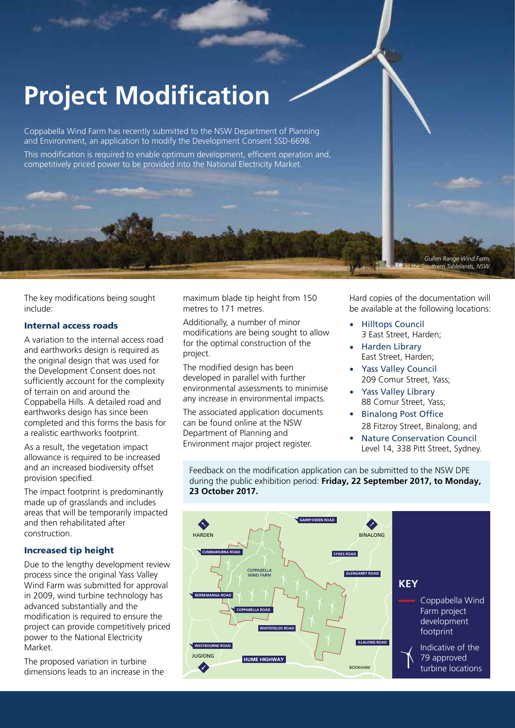# Project Modification

Coppabella Wind Farm has recently submitted to the NSW Department of Planning and Environment, an application to modify the Development Consent SSD-6698.

This modification is required to enable optimum development, efficient operation and, competitively priced power to be provided into the National Electricity Market.

*Gullen Range Wind Farm, located in the Southern Tablelands, NSW.*

The key modifications being sought include:

### Internal access roads

A variation to the internal access road and earthworks design is required as the original design that was used for the Development Consent does not sufficiently account for the complexity of terrain on and around the Coppabella Hills. A detailed road and earthworks design has since been completed and this forms the basis for a realistic earthworks footprint.

As a result, the vegetation impact allowance is required to be increased and an increased biodiversity offset provision specified.

The impact footprint is predominantly made up of grasslands and includes areas that will be temporarily impacted and then rehabilitated after construction.

### Increased tip height

Due to the lengthy development review process since the original Yass Valley Wind Farm was submitted for approval in 2009, wind turbine technology has advanced substantially and the modification is required to ensure the project can provide competitively priced power to the National Electricity Market.

The proposed variation in turbine dimensions leads to an increase in the maximum blade tip height from 150 metres to 171 metres.

Additionally, a number of minor modifications are being sought to allow for the optimal construction of the project.

The modified design has been developed in parallel with further environmental assessments to minimise any increase in environmental impacts.

The associated application documents can be found online at the NSW Department of Planning and Environment major project register.

Hard copies of the documentation will be available at the following locations:

- Hilltops Council
  3 East Street, Harden;
- Harden Library
  East Street, Harden;
- Yass Valley Council
  209 Comur Street, Yass;
- Yass Valley Library
  88 Comur Street, Yass;
- Binalong Post Office
  28 Fitzroy Street, Binalong; and
- Nature Conservation Council
  Level 14, 338 Pitt Street, Sydney.

Feedback on the modification application can be submitted to the NSW DPE during the public exhibition period: **Friday, 22 September 2017, to Monday, 23 October 2017.**

HARDEN · BINALONG · GARRYOWEN ROAD · CUMBAMURRA ROAD · SYKES ROAD · COPPABELLA WIND FARM · GLENGARRY ROAD · BERREMANGA ROAD · COPPABELLA ROAD · WHITEFIELDS ROAD · WESTBOURNE ROAD · ILLALONG ROAD · JUGIONG · HUME HIGHWAY · BOOKHAM

**KEY**

- Coppabella Wind Farm project development footprint
- Indicative of the 79 approved turbine locations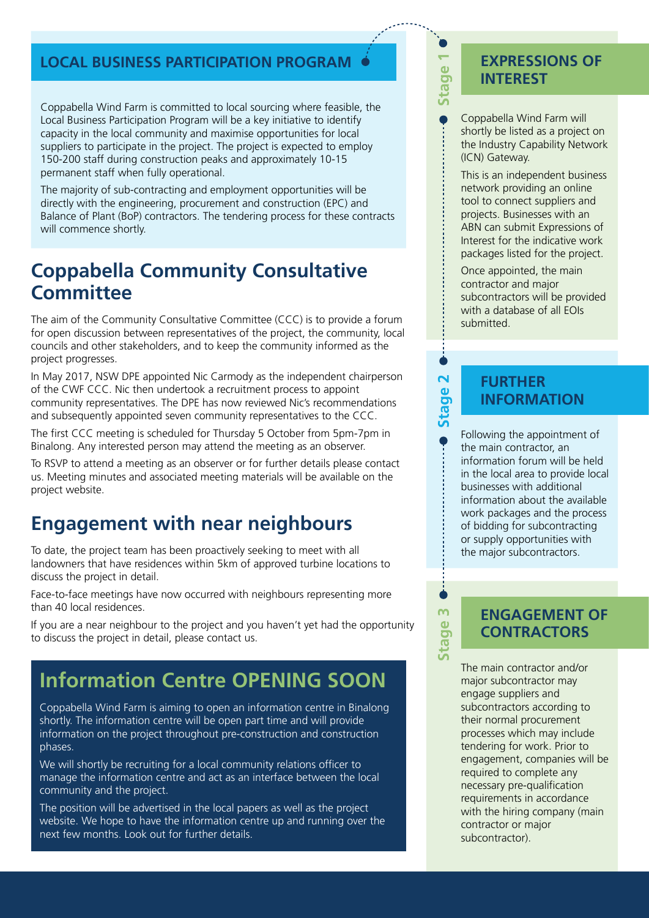## LOCAL BUSINESS PARTICIPATION PROGRAM

Coppabella Wind Farm is committed to local sourcing where feasible, the Local Business Participation Program will be a key initiative to identify capacity in the local community and maximise opportunities for local suppliers to participate in the project. The project is expected to employ 150-200 staff during construction peaks and approximately 10-15 permanent staff when fully operational.

The majority of sub-contracting and employment opportunities will be directly with the engineering, procurement and construction (EPC) and Balance of Plant (BoP) contractors. The tendering process for these contracts will commence shortly.

## Coppabella Community Consultative Committee

The aim of the Community Consultative Committee (CCC) is to provide a forum for open discussion between representatives of the project, the community, local councils and other stakeholders, and to keep the community informed as the project progresses.

In May 2017, NSW DPE appointed Nic Carmody as the independent chairperson of the CWF CCC. Nic then undertook a recruitment process to appoint community representatives. The DPE has now reviewed Nic's recommendations and subsequently appointed seven community representatives to the CCC.

The first CCC meeting is scheduled for Thursday 5 October from 5pm-7pm in Binalong. Any interested person may attend the meeting as an observer.

To RSVP to attend a meeting as an observer or for further details please contact us. Meeting minutes and associated meeting materials will be available on the project website.

## Engagement with near neighbours

To date, the project team has been proactively seeking to meet with all landowners that have residences within 5km of approved turbine locations to discuss the project in detail.

Face-to-face meetings have now occurred with neighbours representing more than 40 local residences.

If you are a near neighbour to the project and you haven't yet had the opportunity to discuss the project in detail, please contact us.

## Information Centre OPENING SOON

Coppabella Wind Farm is aiming to open an information centre in Binalong shortly. The information centre will be open part time and will provide information on the project throughout pre-construction and construction phases.

We will shortly be recruiting for a local community relations officer to manage the information centre and act as an interface between the local community and the project.

The position will be advertised in the local papers as well as the project website. We hope to have the information centre up and running over the next few months. Look out for further details.

### Stage 1 – EXPRESSIONS OF INTEREST

Coppabella Wind Farm will shortly be listed as a project on the Industry Capability Network (ICN) Gateway.

This is an independent business network providing an online tool to connect suppliers and projects. Businesses with an ABN can submit Expressions of Interest for the indicative work packages listed for the project.

Once appointed, the main contractor and major subcontractors will be provided with a database of all EOIs submitted.

### Stage 2 – FURTHER INFORMATION

Following the appointment of the main contractor, an information forum will be held in the local area to provide local businesses with additional information about the available work packages and the process of bidding for subcontracting or supply opportunities with the major subcontractors.

### Stage 3 – ENGAGEMENT OF CONTRACTORS

The main contractor and/or major subcontractor may engage suppliers and subcontractors according to their normal procurement processes which may include tendering for work. Prior to engagement, companies will be required to complete any necessary pre-qualification requirements in accordance with the hiring company (main contractor or major subcontractor).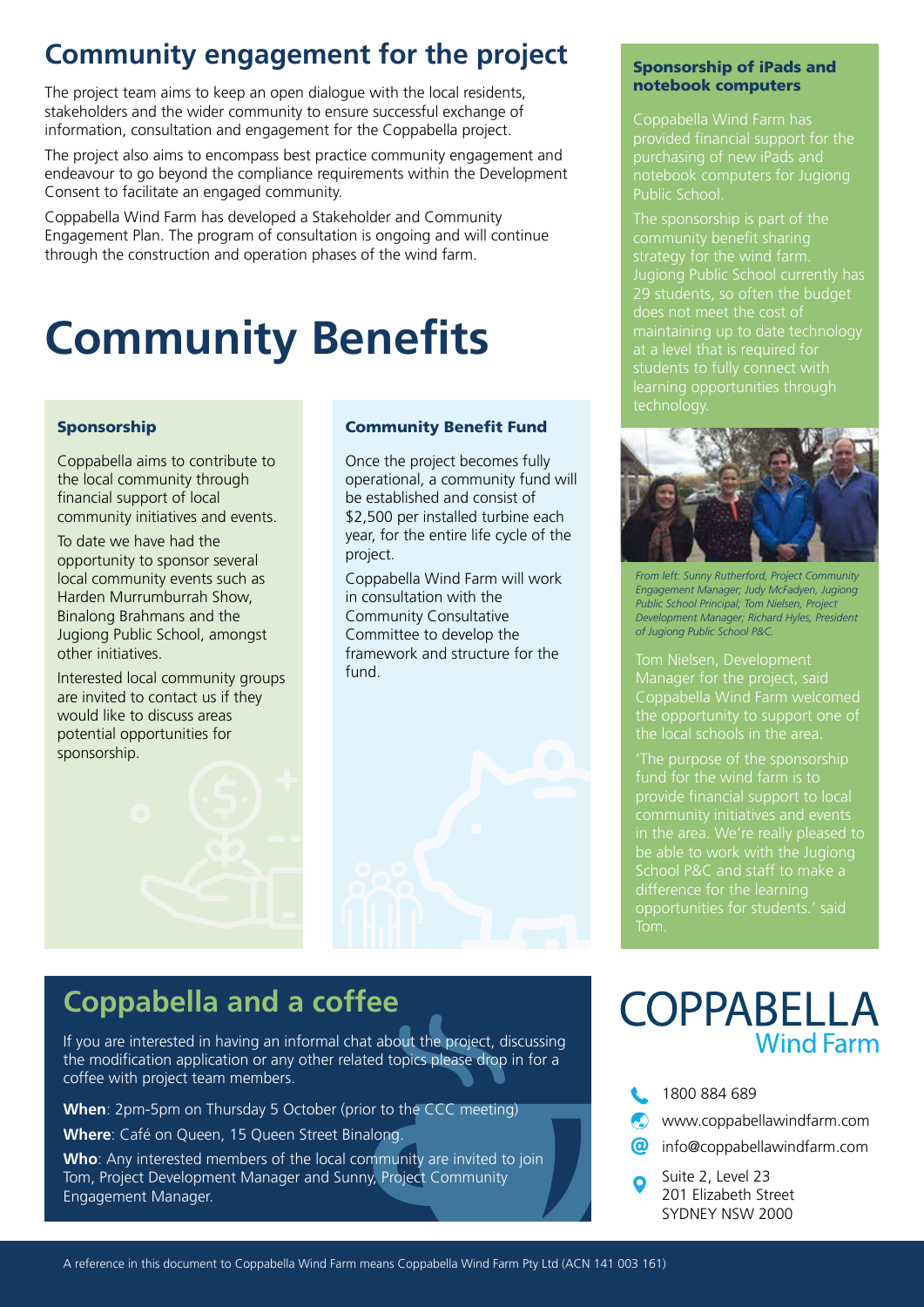## Community engagement for the project

The project team aims to keep an open dialogue with the local residents, stakeholders and the wider community to ensure successful exchange of information, consultation and engagement for the Coppabella project.

The project also aims to encompass best practice community engagement and endeavour to go beyond the compliance requirements within the Development Consent to facilitate an engaged community.

Coppabella Wind Farm has developed a Stakeholder and Community Engagement Plan. The program of consultation is ongoing and will continue through the construction and operation phases of the wind farm.

# Community Benefits

### Sponsorship

Coppabella aims to contribute to the local community through financial support of local community initiatives and events.

To date we have had the opportunity to sponsor several local community events such as Harden Murrumburrah Show, Binalong Brahmans and the Jugiong Public School, amongst other initiatives.

Interested local community groups are invited to contact us if they would like to discuss areas potential opportunities for sponsorship.

### Community Benefit Fund

Once the project becomes fully operational, a community fund will be established and consist of $2,500 per installed turbine each year, for the entire life cycle of the project.

Coppabella Wind Farm will work in consultation with the Community Consultative Committee to develop the framework and structure for the fund.

### Sponsorship of iPads and notebook computers

Coppabella Wind Farm has provided financial support for the purchasing of new iPads and notebook computers for Jugiong Public School.

The sponsorship is part of the community benefit sharing strategy for the wind farm. Jugiong Public School currently has 29 students, so often the budget does not meet the cost of maintaining up to date technology at a level that is required for students to fully connect with learning opportunities through technology.

*From left: Sunny Rutherford, Project Community Engagement Manager; Judy McFadyen, Jugiong Public School Principal; Tom Nielsen, Project Development Manager; Richard Hyles, President of Jugiong Public School P&C.*

Tom Nielsen, Development Manager for the project, said Coppabella Wind Farm welcomed the opportunity to support one of the local schools in the area.

'The purpose of the sponsorship fund for the wind farm is to provide financial support to local community initiatives and events in the area. We're really pleased to be able to work with the Jugiong School P&C and staff to make a difference for the learning opportunities for students.' said Tom.

## Coppabella and a coffee

If you are interested in having an informal chat about the project, discussing the modification application or any other related topics please drop in for a coffee with project team members.

**When**: 2pm-5pm on Thursday 5 October (prior to the CCC meeting)

**Where**: Café on Queen, 15 Queen Street Binalong.

**Who**: Any interested members of the local community are invited to join Tom, Project Development Manager and Sunny, Project Community Engagement Manager.

COPPABELLA Wind Farm

1800 884 689

www.coppabellawindfarm.com

info@coppabellawindfarm.com

Suite 2, Level 23
201 Elizabeth Street
SYDNEY NSW 2000

A reference in this document to Coppabella Wind Farm means Coppabella Wind Farm Pty Ltd (ACN 141 003 161)